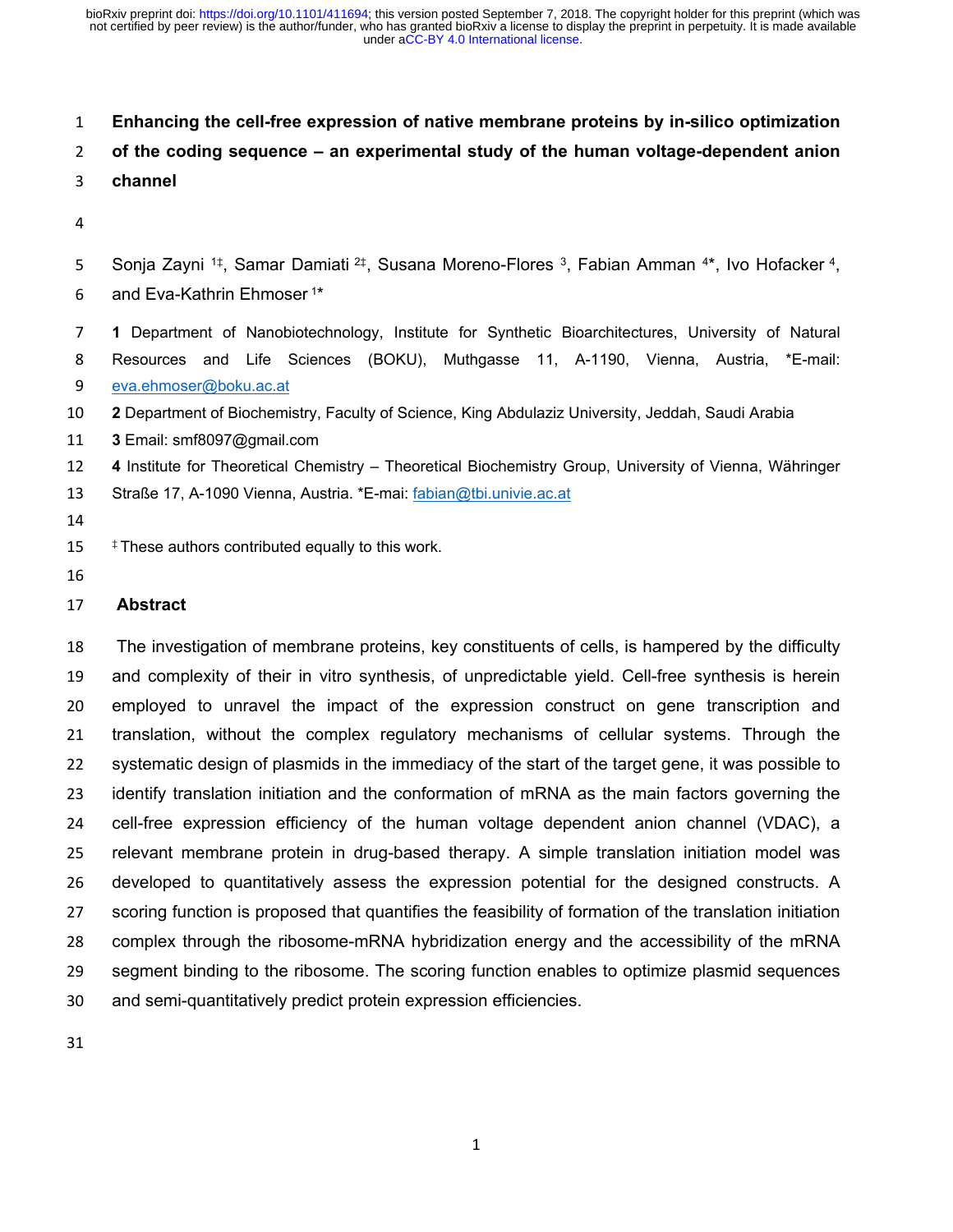# Enhancing the cell-free expression of native membrane proteins by in-silico optimization of the coding sequence – an experimental study of the human voltage-dependent anion channel

Sonja Zayni [1‡], Samar Damiati [2‡], Susana Moreno-Flores [3], Fabian Amman [4*], Ivo Hofacker [4], and Eva-Kathrin Ehmoser [1*]

**1** Department of Nanobiotechnology, Institute for Synthetic Bioarchitectures, University of Natural Resources and Life Sciences (BOKU), Muthgasse 11, A-1190, Vienna, Austria, *E-mail: eva.ehmoser@boku.ac.at

**2** Department of Biochemistry, Faculty of Science, King Abdulaziz University, Jeddah, Saudi Arabia

**3** Email: smf8097@gmail.com

**4** Institute for Theoretical Chemistry – Theoretical Biochemistry Group, University of Vienna, Währinger Straße 17, A-1090 Vienna, Austria. *E-mai: fabian@tbi.univie.ac.at

[‡] These authors contributed equally to this work.

## Abstract

The investigation of membrane proteins, key constituents of cells, is hampered by the difficulty and complexity of their in vitro synthesis, of unpredictable yield. Cell-free synthesis is herein employed to unravel the impact of the expression construct on gene transcription and translation, without the complex regulatory mechanisms of cellular systems. Through the systematic design of plasmids in the immediacy of the start of the target gene, it was possible to identify translation initiation and the conformation of mRNA as the main factors governing the cell-free expression efficiency of the human voltage dependent anion channel (VDAC), a relevant membrane protein in drug-based therapy. A simple translation initiation model was developed to quantitatively assess the expression potential for the designed constructs. A scoring function is proposed that quantifies the feasibility of formation of the translation initiation complex through the ribosome-mRNA hybridization energy and the accessibility of the mRNA segment binding to the ribosome. The scoring function enables to optimize plasmid sequences and semi-quantitatively predict protein expression efficiencies.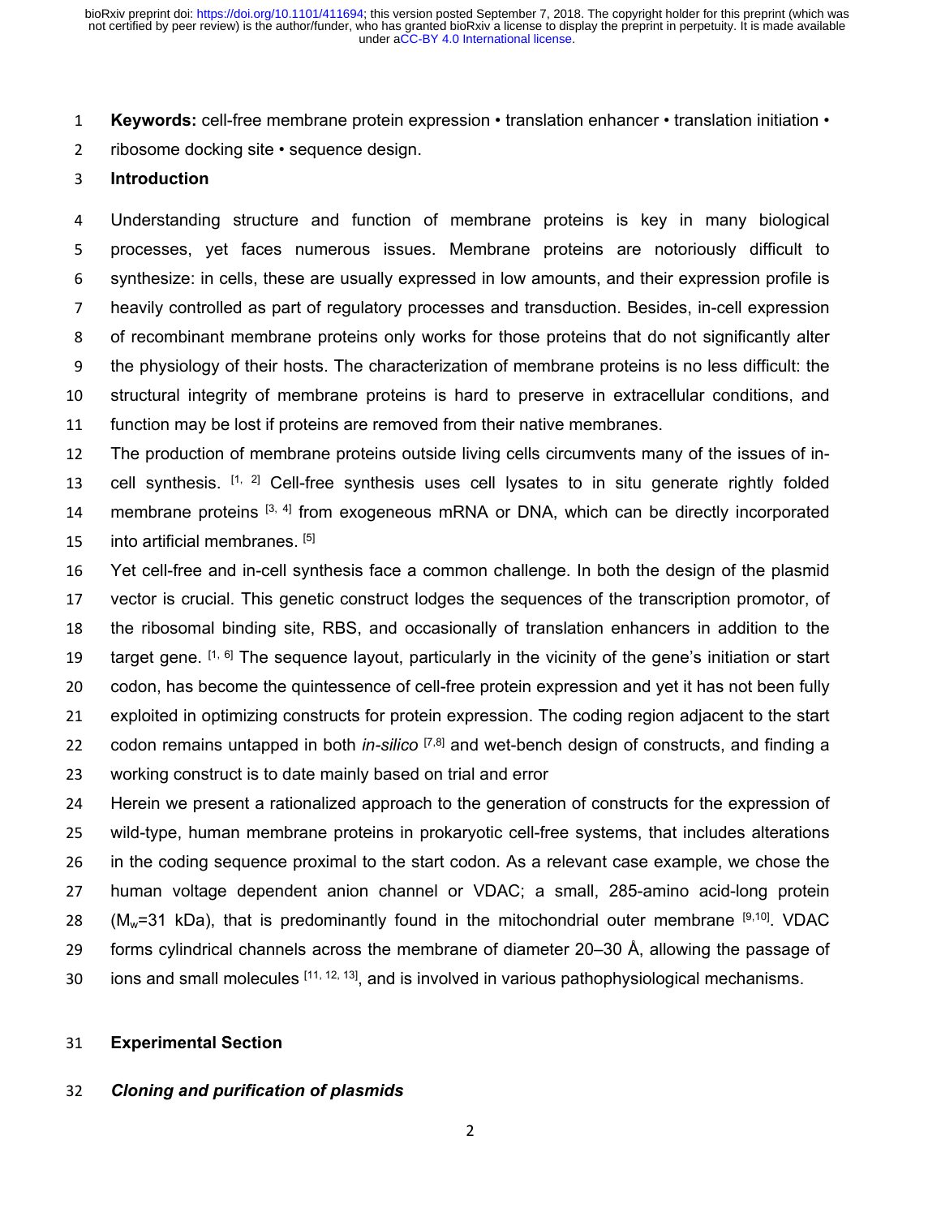**Keywords:** cell-free membrane protein expression • translation enhancer • translation initiation • ribosome docking site • sequence design.

## Introduction

Understanding structure and function of membrane proteins is key in many biological processes, yet faces numerous issues. Membrane proteins are notoriously difficult to synthesize: in cells, these are usually expressed in low amounts, and their expression profile is heavily controlled as part of regulatory processes and transduction. Besides, in-cell expression of recombinant membrane proteins only works for those proteins that do not significantly alter the physiology of their hosts. The characterization of membrane proteins is no less difficult: the structural integrity of membrane proteins is hard to preserve in extracellular conditions, and function may be lost if proteins are removed from their native membranes.

The production of membrane proteins outside living cells circumvents many of the issues of in-cell synthesis. [1, 2] Cell-free synthesis uses cell lysates to in situ generate rightly folded membrane proteins [3, 4] from exogeneous mRNA or DNA, which can be directly incorporated into artificial membranes. [5]

Yet cell-free and in-cell synthesis face a common challenge. In both the design of the plasmid vector is crucial. This genetic construct lodges the sequences of the transcription promotor, of the ribosomal binding site, RBS, and occasionally of translation enhancers in addition to the target gene. [1, 6] The sequence layout, particularly in the vicinity of the gene's initiation or start codon, has become the quintessence of cell-free protein expression and yet it has not been fully exploited in optimizing constructs for protein expression. The coding region adjacent to the start codon remains untapped in both *in-silico* [7,8] and wet-bench design of constructs, and finding a working construct is to date mainly based on trial and error

Herein we present a rationalized approach to the generation of constructs for the expression of wild-type, human membrane proteins in prokaryotic cell-free systems, that includes alterations in the coding sequence proximal to the start codon. As a relevant case example, we chose the human voltage dependent anion channel or VDAC; a small, 285-amino acid-long protein ($M_w$=31 kDa), that is predominantly found in the mitochondrial outer membrane [9,10]. VDAC forms cylindrical channels across the membrane of diameter 20–30 Å, allowing the passage of ions and small molecules [11, 12, 13], and is involved in various pathophysiological mechanisms.

## Experimental Section

### *Cloning and purification of plasmids*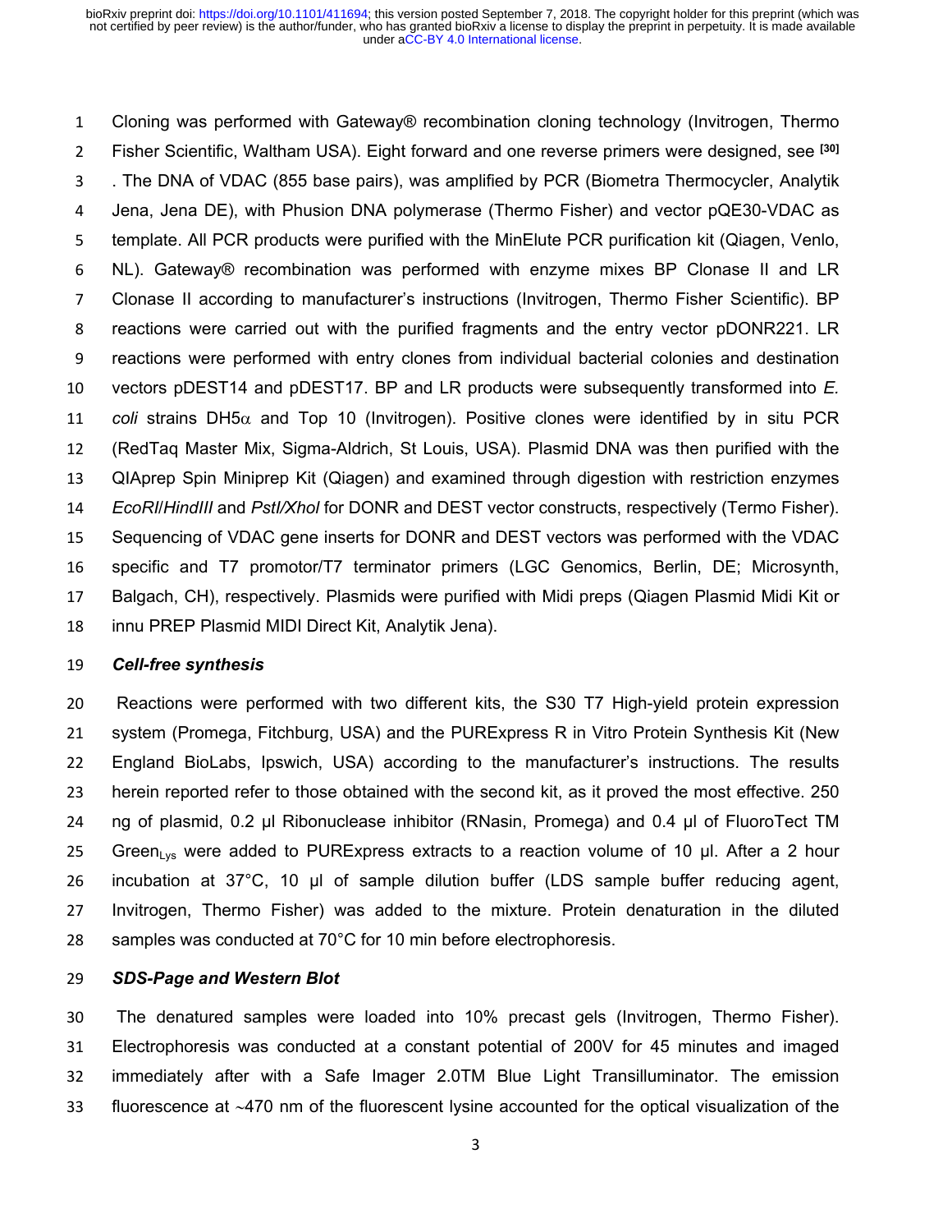Cloning was performed with Gateway® recombination cloning technology (Invitrogen, Thermo Fisher Scientific, Waltham USA). Eight forward and one reverse primers were designed, see [30] . The DNA of VDAC (855 base pairs), was amplified by PCR (Biometra Thermocycler, Analytik Jena, Jena DE), with Phusion DNA polymerase (Thermo Fisher) and vector pQE30-VDAC as template. All PCR products were purified with the MinElute PCR purification kit (Qiagen, Venlo, NL). Gateway® recombination was performed with enzyme mixes BP Clonase II and LR Clonase II according to manufacturer's instructions (Invitrogen, Thermo Fisher Scientific). BP reactions were carried out with the purified fragments and the entry vector pDONR221. LR reactions were performed with entry clones from individual bacterial colonies and destination vectors pDEST14 and pDEST17. BP and LR products were subsequently transformed into *E. coli* strains DH5$\alpha$ and Top 10 (Invitrogen). Positive clones were identified by in situ PCR (RedTaq Master Mix, Sigma-Aldrich, St Louis, USA). Plasmid DNA was then purified with the QIAprep Spin Miniprep Kit (Qiagen) and examined through digestion with restriction enzymes *EcoRI*/*HindIII* and *PstI/XhoI* for DONR and DEST vector constructs, respectively (Termo Fisher). Sequencing of VDAC gene inserts for DONR and DEST vectors was performed with the VDAC specific and T7 promotor/T7 terminator primers (LGC Genomics, Berlin, DE; Microsynth, Balgach, CH), respectively. Plasmids were purified with Midi preps (Qiagen Plasmid Midi Kit or innu PREP Plasmid MIDI Direct Kit, Analytik Jena).

***Cell-free synthesis***

Reactions were performed with two different kits, the S30 T7 High-yield protein expression system (Promega, Fitchburg, USA) and the PURExpress R in Vitro Protein Synthesis Kit (New England BioLabs, Ipswich, USA) according to the manufacturer's instructions. The results herein reported refer to those obtained with the second kit, as it proved the most effective. 250 ng of plasmid, 0.2 µl Ribonuclease inhibitor (RNasin, Promega) and 0.4 µl of FluoroTect TM Green$_{Lys}$ were added to PURExpress extracts to a reaction volume of 10 µl. After a 2 hour incubation at 37°C, 10 µl of sample dilution buffer (LDS sample buffer reducing agent, Invitrogen, Thermo Fisher) was added to the mixture. Protein denaturation in the diluted samples was conducted at 70°C for 10 min before electrophoresis.

***SDS-Page and Western Blot***

The denatured samples were loaded into 10% precast gels (Invitrogen, Thermo Fisher). Electrophoresis was conducted at a constant potential of 200V for 45 minutes and imaged immediately after with a Safe Imager 2.0TM Blue Light Transilluminator. The emission fluorescence at ~470 nm of the fluorescent lysine accounted for the optical visualization of the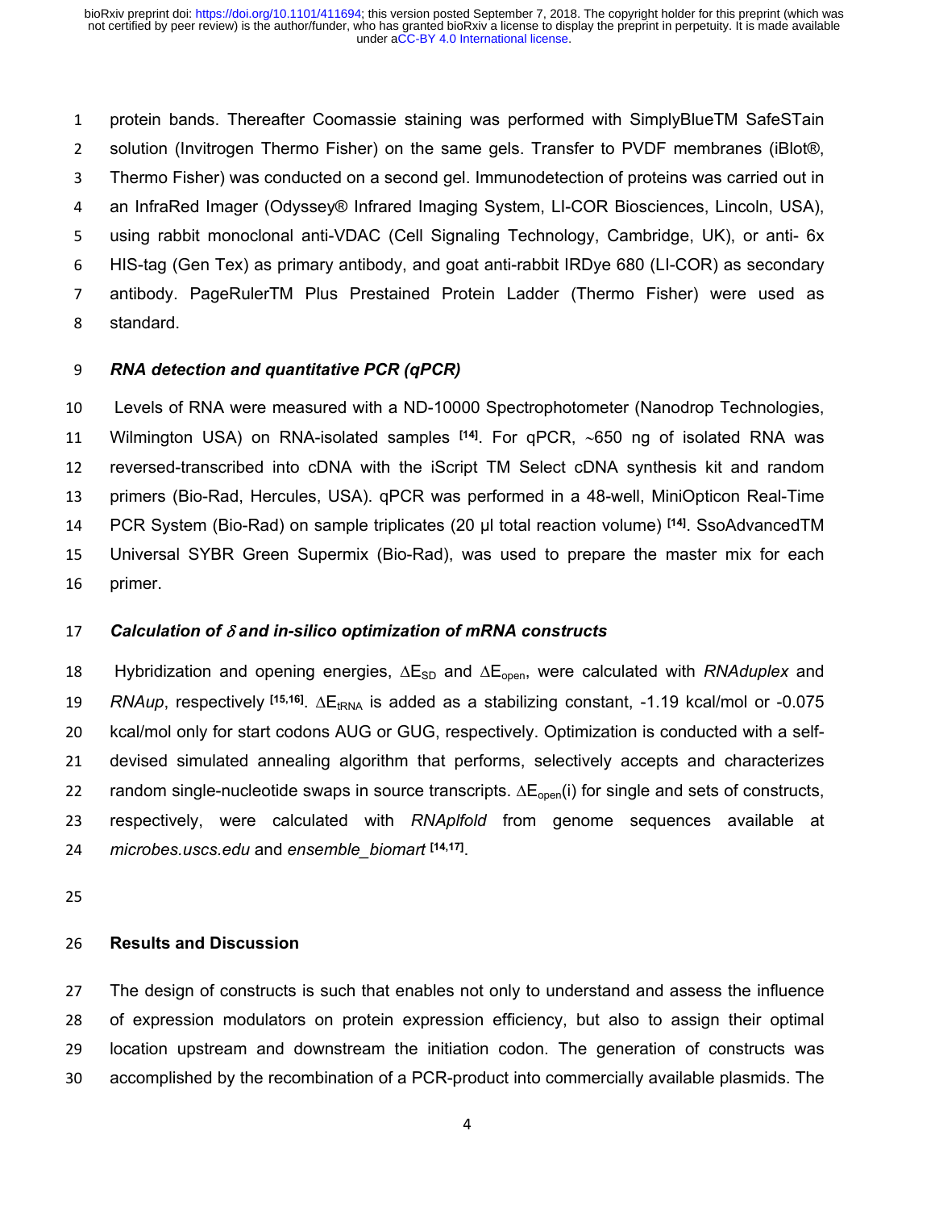protein bands. Thereafter Coomassie staining was performed with SimplyBlueTM SafeSTain solution (Invitrogen Thermo Fisher) on the same gels. Transfer to PVDF membranes (iBlot®, Thermo Fisher) was conducted on a second gel. Immunodetection of proteins was carried out in an InfraRed Imager (Odyssey® Infrared Imaging System, LI-COR Biosciences, Lincoln, USA), using rabbit monoclonal anti-VDAC (Cell Signaling Technology, Cambridge, UK), or anti- 6x HIS-tag (Gen Tex) as primary antibody, and goat anti-rabbit IRDye 680 (LI-COR) as secondary antibody. PageRulerTM Plus Prestained Protein Ladder (Thermo Fisher) were used as standard.

### *RNA detection and quantitative PCR (qPCR)*

Levels of RNA were measured with a ND-10000 Spectrophotometer (Nanodrop Technologies, Wilmington USA) on RNA-isolated samples [14]. For qPCR, ~650 ng of isolated RNA was reversed-transcribed into cDNA with the iScript TM Select cDNA synthesis kit and random primers (Bio-Rad, Hercules, USA). qPCR was performed in a 48-well, MiniOpticon Real-Time PCR System (Bio-Rad) on sample triplicates (20 µl total reaction volume) [14]. SsoAdvancedTM Universal SYBR Green Supermix (Bio-Rad), was used to prepare the master mix for each primer.

### *Calculation of $\delta$ and in-silico optimization of mRNA constructs*

Hybridization and opening energies, $\Delta E_{SD}$ and $\Delta E_{open}$, were calculated with *RNAduplex* and *RNAup*, respectively [15,16]. $\Delta E_{tRNA}$ is added as a stabilizing constant, -1.19 kcal/mol or -0.075 kcal/mol only for start codons AUG or GUG, respectively. Optimization is conducted with a self-devised simulated annealing algorithm that performs, selectively accepts and characterizes random single-nucleotide swaps in source transcripts. $\Delta E_{open}(i)$ for single and sets of constructs, respectively, were calculated with *RNAplfold* from genome sequences available at *microbes.uscs.edu* and *ensemble_biomart* [14,17].

## Results and Discussion

The design of constructs is such that enables not only to understand and assess the influence of expression modulators on protein expression efficiency, but also to assign their optimal location upstream and downstream the initiation codon. The generation of constructs was accomplished by the recombination of a PCR-product into commercially available plasmids. The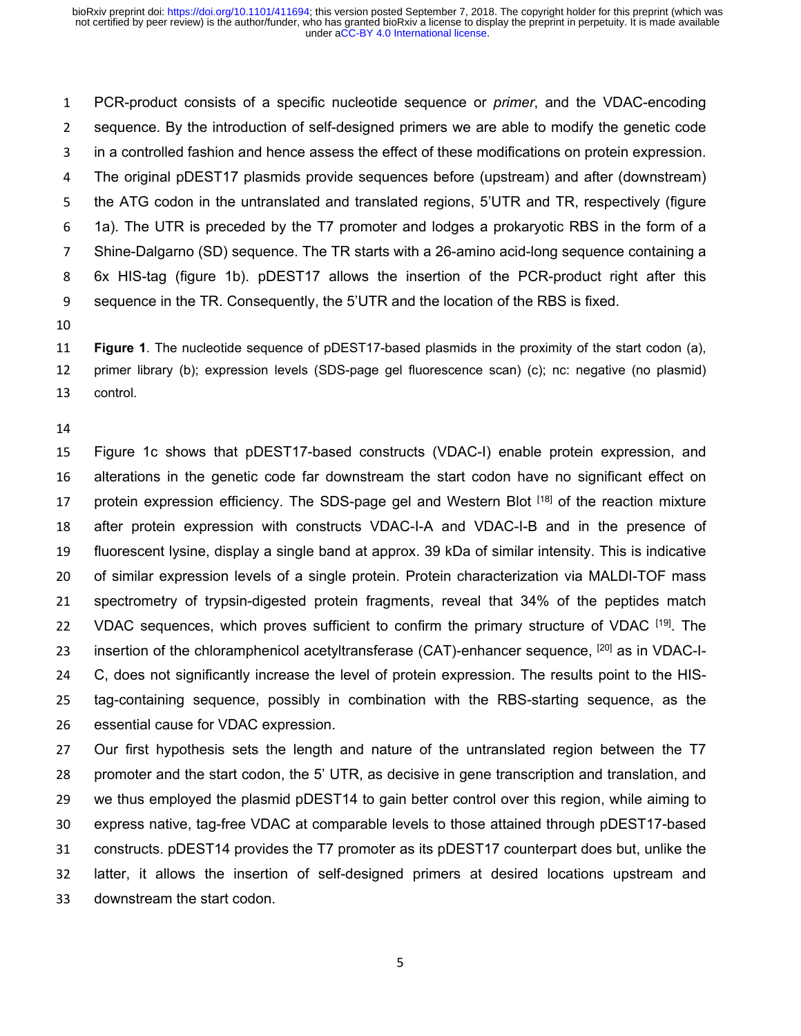PCR-product consists of a specific nucleotide sequence or *primer*, and the VDAC-encoding sequence. By the introduction of self-designed primers we are able to modify the genetic code in a controlled fashion and hence assess the effect of these modifications on protein expression. The original pDEST17 plasmids provide sequences before (upstream) and after (downstream) the ATG codon in the untranslated and translated regions, 5'UTR and TR, respectively (figure 1a). The UTR is preceded by the T7 promoter and lodges a prokaryotic RBS in the form of a Shine-Dalgarno (SD) sequence. The TR starts with a 26-amino acid-long sequence containing a 6x HIS-tag (figure 1b). pDEST17 allows the insertion of the PCR-product right after this sequence in the TR. Consequently, the 5'UTR and the location of the RBS is fixed.

**Figure 1**. The nucleotide sequence of pDEST17-based plasmids in the proximity of the start codon (a), primer library (b); expression levels (SDS-page gel fluorescence scan) (c); nc: negative (no plasmid) control.

Figure 1c shows that pDEST17-based constructs (VDAC-I) enable protein expression, and alterations in the genetic code far downstream the start codon have no significant effect on protein expression efficiency. The SDS-page gel and Western Blot [18] of the reaction mixture after protein expression with constructs VDAC-I-A and VDAC-I-B and in the presence of fluorescent lysine, display a single band at approx. 39 kDa of similar intensity. This is indicative of similar expression levels of a single protein. Protein characterization via MALDI-TOF mass spectrometry of trypsin-digested protein fragments, reveal that 34% of the peptides match VDAC sequences, which proves sufficient to confirm the primary structure of VDAC [19]. The insertion of the chloramphenicol acetyltransferase (CAT)-enhancer sequence, [20] as in VDAC-I-C, does not significantly increase the level of protein expression. The results point to the HIS-tag-containing sequence, possibly in combination with the RBS-starting sequence, as the essential cause for VDAC expression.

Our first hypothesis sets the length and nature of the untranslated region between the T7 promoter and the start codon, the 5' UTR, as decisive in gene transcription and translation, and we thus employed the plasmid pDEST14 to gain better control over this region, while aiming to express native, tag-free VDAC at comparable levels to those attained through pDEST17-based constructs. pDEST14 provides the T7 promoter as its pDEST17 counterpart does but, unlike the latter, it allows the insertion of self-designed primers at desired locations upstream and downstream the start codon.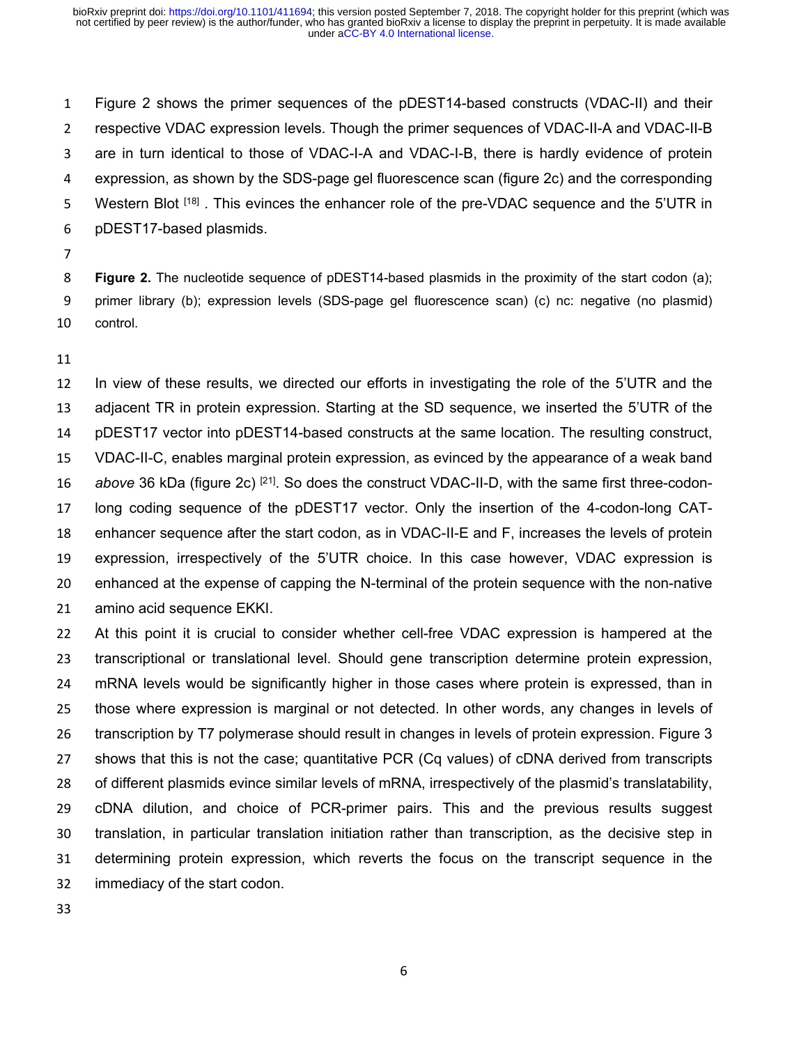Figure 2 shows the primer sequences of the pDEST14-based constructs (VDAC-II) and their respective VDAC expression levels. Though the primer sequences of VDAC-II-A and VDAC-II-B are in turn identical to those of VDAC-I-A and VDAC-I-B, there is hardly evidence of protein expression, as shown by the SDS-page gel fluorescence scan (figure 2c) and the corresponding Western Blot [18] . This evinces the enhancer role of the pre-VDAC sequence and the 5'UTR in pDEST17-based plasmids.

**Figure 2.** The nucleotide sequence of pDEST14-based plasmids in the proximity of the start codon (a); primer library (b); expression levels (SDS-page gel fluorescence scan) (c) nc: negative (no plasmid) control.

In view of these results, we directed our efforts in investigating the role of the 5'UTR and the adjacent TR in protein expression. Starting at the SD sequence, we inserted the 5'UTR of the pDEST17 vector into pDEST14-based constructs at the same location. The resulting construct, VDAC-II-C, enables marginal protein expression, as evinced by the appearance of a weak band *above* 36 kDa (figure 2c) [21]. So does the construct VDAC-II-D, with the same first three-codon-long coding sequence of the pDEST17 vector. Only the insertion of the 4-codon-long CAT-enhancer sequence after the start codon, as in VDAC-II-E and F, increases the levels of protein expression, irrespectively of the 5'UTR choice. In this case however, VDAC expression is enhanced at the expense of capping the N-terminal of the protein sequence with the non-native amino acid sequence EKKI.

At this point it is crucial to consider whether cell-free VDAC expression is hampered at the transcriptional or translational level. Should gene transcription determine protein expression, mRNA levels would be significantly higher in those cases where protein is expressed, than in those where expression is marginal or not detected. In other words, any changes in levels of transcription by T7 polymerase should result in changes in levels of protein expression. Figure 3 shows that this is not the case; quantitative PCR (Cq values) of cDNA derived from transcripts of different plasmids evince similar levels of mRNA, irrespectively of the plasmid's translatability, cDNA dilution, and choice of PCR-primer pairs. This and the previous results suggest translation, in particular translation initiation rather than transcription, as the decisive step in determining protein expression, which reverts the focus on the transcript sequence in the immediacy of the start codon.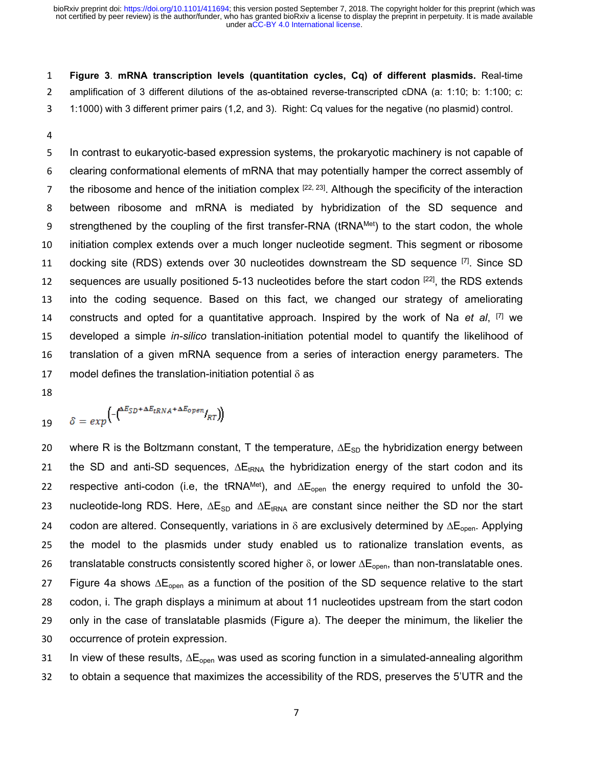**Figure 3**. **mRNA transcription levels (quantitation cycles, Cq) of different plasmids.** Real-time amplification of 3 different dilutions of the as-obtained reverse-transcripted cDNA (a: 1:10; b: 1:100; c: 1:1000) with 3 different primer pairs (1,2, and 3). Right: Cq values for the negative (no plasmid) control.

In contrast to eukaryotic-based expression systems, the prokaryotic machinery is not capable of clearing conformational elements of mRNA that may potentially hamper the correct assembly of the ribosome and hence of the initiation complex [22, 23]. Although the specificity of the interaction between ribosome and mRNA is mediated by hybridization of the SD sequence and strengthened by the coupling of the first transfer-RNA ($tRNA^{Met}$) to the start codon, the whole initiation complex extends over a much longer nucleotide segment. This segment or ribosome docking site (RDS) extends over 30 nucleotides downstream the SD sequence [7]. Since SD sequences are usually positioned 5-13 nucleotides before the start codon [22], the RDS extends into the coding sequence. Based on this fact, we changed our strategy of ameliorating constructs and opted for a quantitative approach. Inspired by the work of Na *et al*, [7] we developed a simple *in-silico* translation-initiation potential model to quantify the likelihood of translation of a given mRNA sequence from a series of interaction energy parameters. The model defines the translation-initiation potential $\delta$ as

$$\delta = exp\left(-\left(\Delta E_{SD}+\Delta E_{tRNA}+\Delta E_{open}/_{RT}\right)\right)$$

where R is the Boltzmann constant, T the temperature, $\Delta E_{SD}$ the hybridization energy between the SD and anti-SD sequences, $\Delta E_{tRNA}$ the hybridization energy of the start codon and its respective anti-codon (i.e, the $tRNA^{Met}$), and $\Delta E_{open}$ the energy required to unfold the 30-nucleotide-long RDS. Here, $\Delta E_{SD}$ and $\Delta E_{tRNA}$ are constant since neither the SD nor the start codon are altered. Consequently, variations in $\delta$ are exclusively determined by $\Delta E_{open}$. Applying the model to the plasmids under study enabled us to rationalize translation events, as translatable constructs consistently scored higher $\delta$, or lower $\Delta E_{open}$, than non-translatable ones. Figure 4a shows $\Delta E_{open}$ as a function of the position of the SD sequence relative to the start codon, i. The graph displays a minimum at about 11 nucleotides upstream from the start codon only in the case of translatable plasmids (Figure a). The deeper the minimum, the likelier the occurrence of protein expression.

In view of these results, $\Delta E_{open}$ was used as scoring function in a simulated-annealing algorithm to obtain a sequence that maximizes the accessibility of the RDS, preserves the 5'UTR and the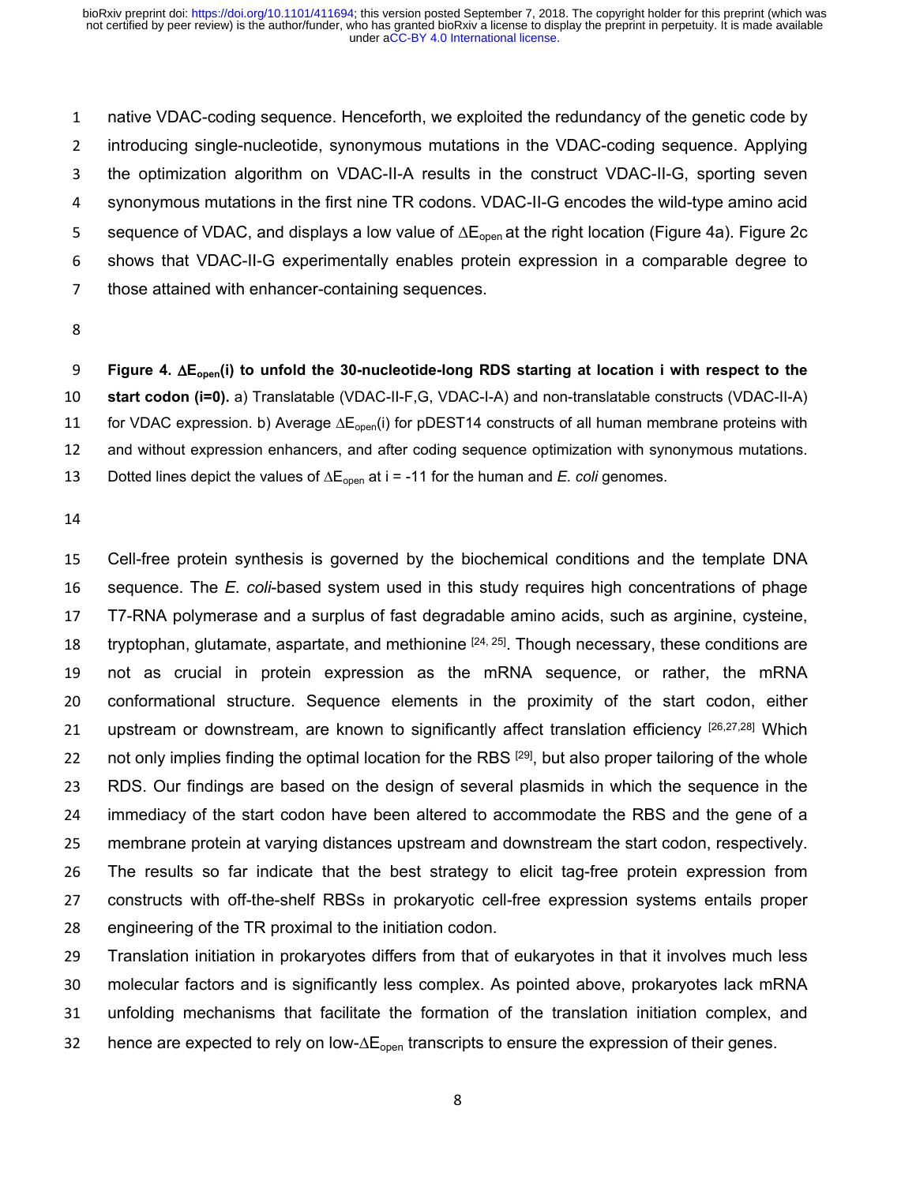native VDAC-coding sequence. Henceforth, we exploited the redundancy of the genetic code by introducing single-nucleotide, synonymous mutations in the VDAC-coding sequence. Applying the optimization algorithm on VDAC-II-A results in the construct VDAC-II-G, sporting seven synonymous mutations in the first nine TR codons. VDAC-II-G encodes the wild-type amino acid sequence of VDAC, and displays a low value of $\Delta E_{open}$ at the right location (Figure 4a). Figure 2c shows that VDAC-II-G experimentally enables protein expression in a comparable degree to those attained with enhancer-containing sequences.

**Figure 4. $\Delta E_{open}(i)$ to unfold the 30-nucleotide-long RDS starting at location i with respect to the start codon (i=0).** a) Translatable (VDAC-II-F,G, VDAC-I-A) and non-translatable constructs (VDAC-II-A) for VDAC expression. b) Average $\Delta E_{open}(i)$ for pDEST14 constructs of all human membrane proteins with and without expression enhancers, and after coding sequence optimization with synonymous mutations. Dotted lines depict the values of $\Delta E_{open}$ at i = -11 for the human and *E. coli* genomes.

Cell-free protein synthesis is governed by the biochemical conditions and the template DNA sequence. The *E. coli*-based system used in this study requires high concentrations of phage T7-RNA polymerase and a surplus of fast degradable amino acids, such as arginine, cysteine, tryptophan, glutamate, aspartate, and methionine [24, 25]. Though necessary, these conditions are not as crucial in protein expression as the mRNA sequence, or rather, the mRNA conformational structure. Sequence elements in the proximity of the start codon, either upstream or downstream, are known to significantly affect translation efficiency [26,27,28] Which not only implies finding the optimal location for the RBS [29], but also proper tailoring of the whole RDS. Our findings are based on the design of several plasmids in which the sequence in the immediacy of the start codon have been altered to accommodate the RBS and the gene of a membrane protein at varying distances upstream and downstream the start codon, respectively. The results so far indicate that the best strategy to elicit tag-free protein expression from constructs with off-the-shelf RBSs in prokaryotic cell-free expression systems entails proper engineering of the TR proximal to the initiation codon.

Translation initiation in prokaryotes differs from that of eukaryotes in that it involves much less molecular factors and is significantly less complex. As pointed above, prokaryotes lack mRNA unfolding mechanisms that facilitate the formation of the translation initiation complex, and hence are expected to rely on low-$\Delta E_{open}$ transcripts to ensure the expression of their genes.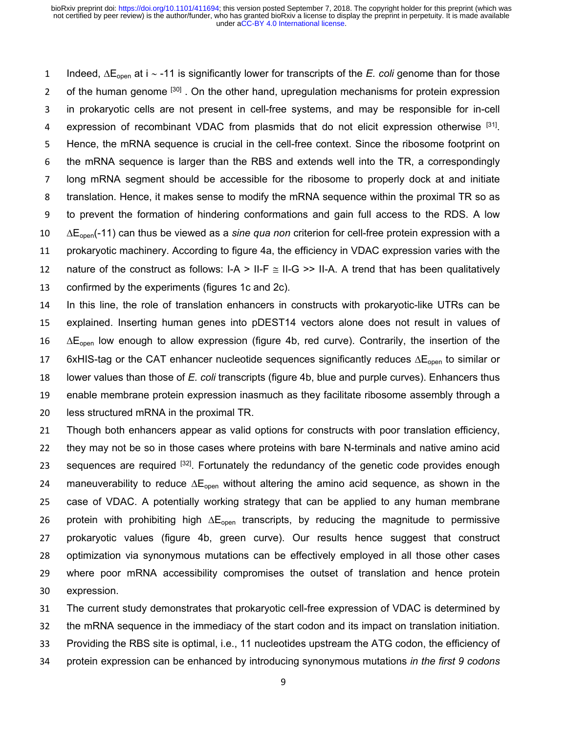Indeed, $\Delta E_{open}$ at i ~ -11 is significantly lower for transcripts of the *E. coli* genome than for those of the human genome [30] . On the other hand, upregulation mechanisms for protein expression in prokaryotic cells are not present in cell-free systems, and may be responsible for in-cell expression of recombinant VDAC from plasmids that do not elicit expression otherwise [31]. Hence, the mRNA sequence is crucial in the cell-free context. Since the ribosome footprint on the mRNA sequence is larger than the RBS and extends well into the TR, a correspondingly long mRNA segment should be accessible for the ribosome to properly dock at and initiate translation. Hence, it makes sense to modify the mRNA sequence within the proximal TR so as to prevent the formation of hindering conformations and gain full access to the RDS. A low $\Delta E_{open}$(-11) can thus be viewed as a *sine qua non* criterion for cell-free protein expression with a prokaryotic machinery. According to figure 4a, the efficiency in VDAC expression varies with the nature of the construct as follows: I-A > II-F ≅ II-G >> II-A. A trend that has been qualitatively confirmed by the experiments (figures 1c and 2c).

In this line, the role of translation enhancers in constructs with prokaryotic-like UTRs can be explained. Inserting human genes into pDEST14 vectors alone does not result in values of $\Delta E_{open}$ low enough to allow expression (figure 4b, red curve). Contrarily, the insertion of the 6xHIS-tag or the CAT enhancer nucleotide sequences significantly reduces $\Delta E_{open}$ to similar or lower values than those of *E. coli* transcripts (figure 4b, blue and purple curves). Enhancers thus enable membrane protein expression inasmuch as they facilitate ribosome assembly through a less structured mRNA in the proximal TR.

Though both enhancers appear as valid options for constructs with poor translation efficiency, they may not be so in those cases where proteins with bare N-terminals and native amino acid sequences are required [32]. Fortunately the redundancy of the genetic code provides enough maneuverability to reduce $\Delta E_{open}$ without altering the amino acid sequence, as shown in the case of VDAC. A potentially working strategy that can be applied to any human membrane protein with prohibiting high $\Delta E_{open}$ transcripts, by reducing the magnitude to permissive prokaryotic values (figure 4b, green curve). Our results hence suggest that construct optimization via synonymous mutations can be effectively employed in all those other cases where poor mRNA accessibility compromises the outset of translation and hence protein expression.

The current study demonstrates that prokaryotic cell-free expression of VDAC is determined by the mRNA sequence in the immediacy of the start codon and its impact on translation initiation. Providing the RBS site is optimal, i.e., 11 nucleotides upstream the ATG codon, the efficiency of protein expression can be enhanced by introducing synonymous mutations *in the first 9 codons*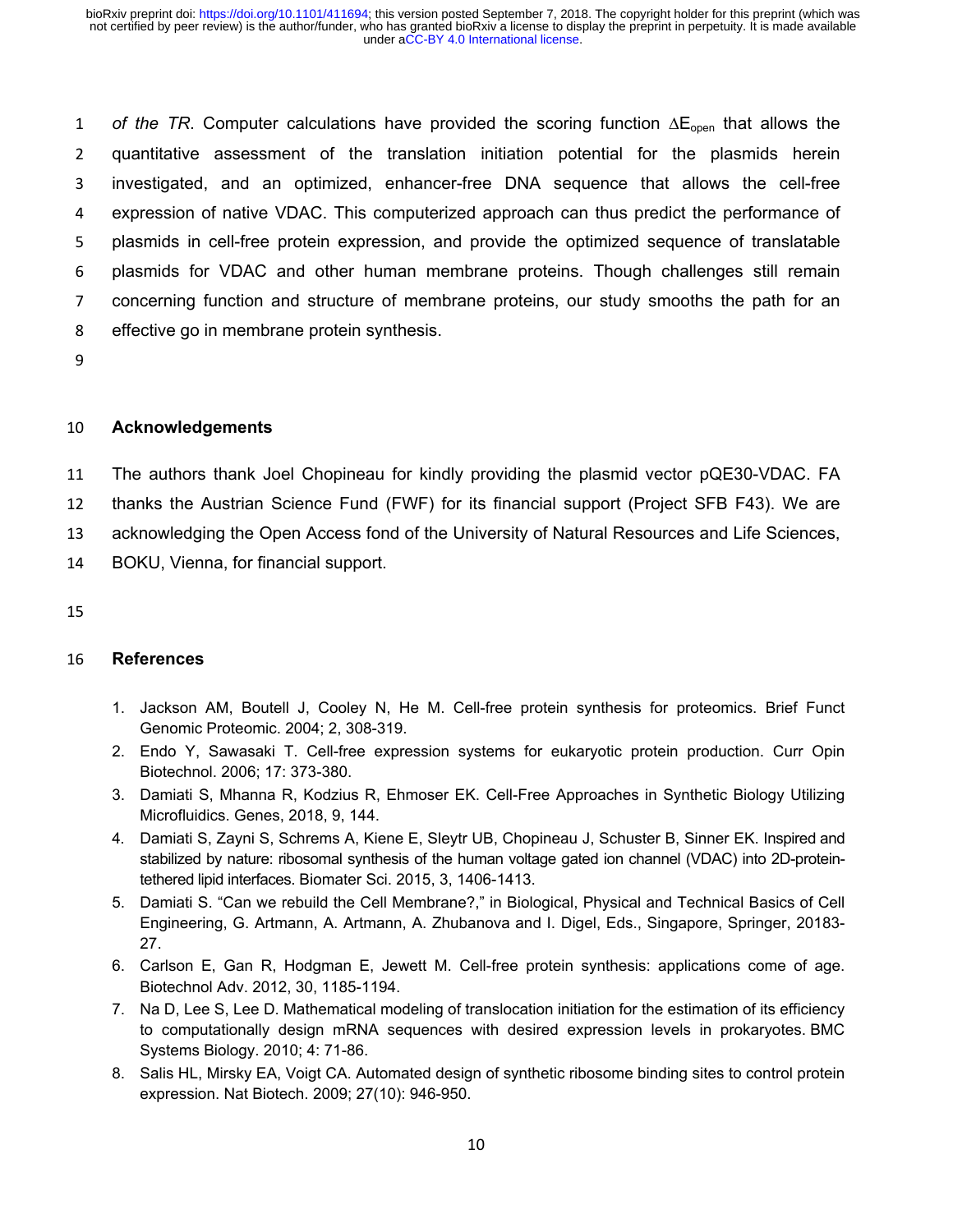*of the TR*. Computer calculations have provided the scoring function $\Delta E_{open}$ that allows the quantitative assessment of the translation initiation potential for the plasmids herein investigated, and an optimized, enhancer-free DNA sequence that allows the cell-free expression of native VDAC. This computerized approach can thus predict the performance of plasmids in cell-free protein expression, and provide the optimized sequence of translatable plasmids for VDAC and other human membrane proteins. Though challenges still remain concerning function and structure of membrane proteins, our study smooths the path for an effective go in membrane protein synthesis.

## Acknowledgements

The authors thank Joel Chopineau for kindly providing the plasmid vector pQE30-VDAC. FA thanks the Austrian Science Fund (FWF) for its financial support (Project SFB F43). We are acknowledging the Open Access fond of the University of Natural Resources and Life Sciences, BOKU, Vienna, for financial support.

## References

1. Jackson AM, Boutell J, Cooley N, He M. Cell-free protein synthesis for proteomics. Brief Funct Genomic Proteomic. 2004; 2, 308-319.
2. Endo Y, Sawasaki T. Cell-free expression systems for eukaryotic protein production. Curr Opin Biotechnol. 2006; 17: 373-380.
3. Damiati S, Mhanna R, Kodzius R, Ehmoser EK. Cell-Free Approaches in Synthetic Biology Utilizing Microfluidics. Genes, 2018, 9, 144.
4. Damiati S, Zayni S, Schrems A, Kiene E, Sleytr UB, Chopineau J, Schuster B, Sinner EK. Inspired and stabilized by nature: ribosomal synthesis of the human voltage gated ion channel (VDAC) into 2D-protein-tethered lipid interfaces. Biomater Sci. 2015, 3, 1406-1413.
5. Damiati S. "Can we rebuild the Cell Membrane?," in Biological, Physical and Technical Basics of Cell Engineering, G. Artmann, A. Artmann, A. Zhubanova and I. Digel, Eds., Singapore, Springer, 20183-27.
6. Carlson E, Gan R, Hodgman E, Jewett M. Cell-free protein synthesis: applications come of age. Biotechnol Adv. 2012, 30, 1185-1194.
7. Na D, Lee S, Lee D. Mathematical modeling of translocation initiation for the estimation of its efficiency to computationally design mRNA sequences with desired expression levels in prokaryotes. BMC Systems Biology. 2010; 4: 71-86.
8. Salis HL, Mirsky EA, Voigt CA. Automated design of synthetic ribosome binding sites to control protein expression. Nat Biotech. 2009; 27(10): 946-950.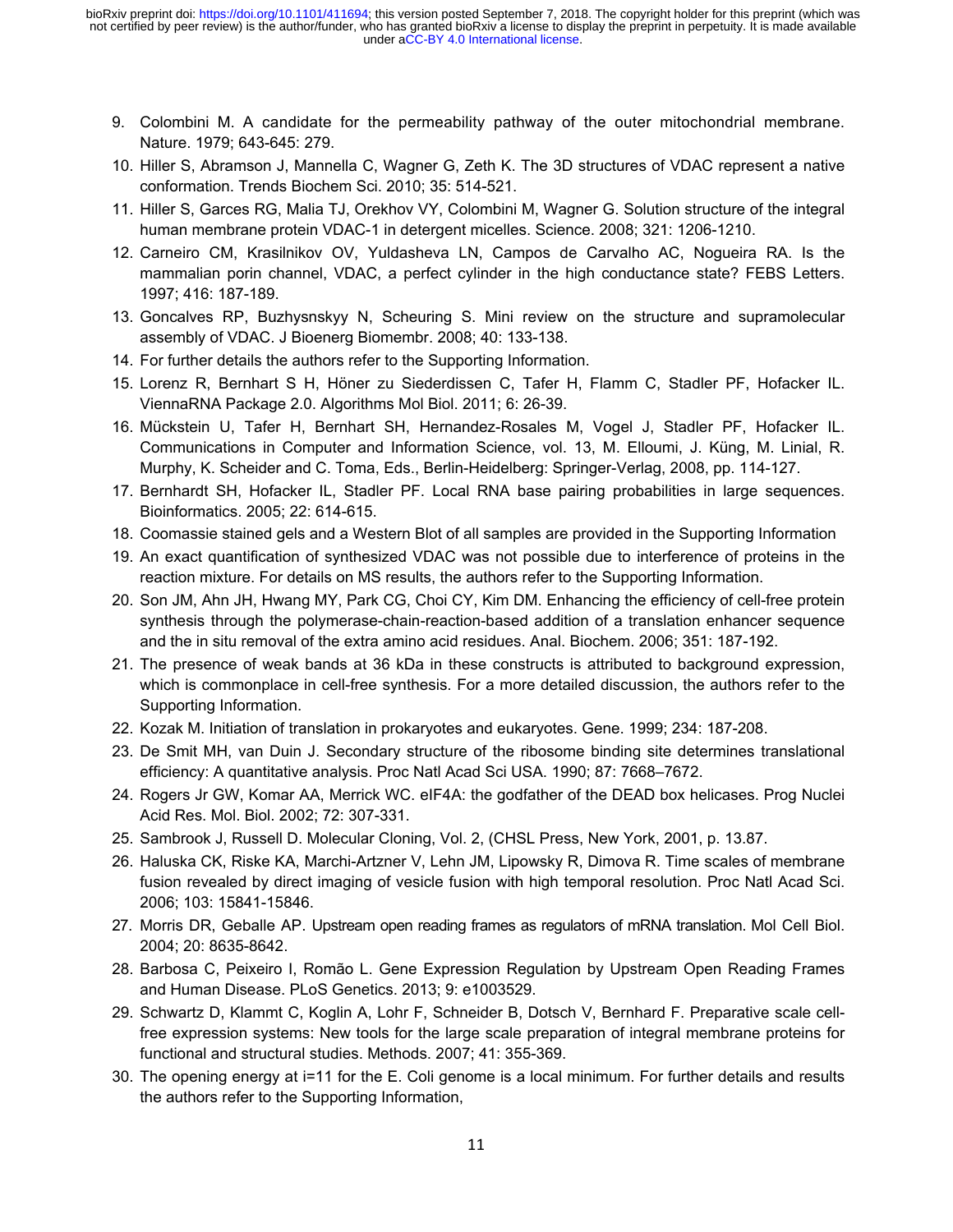9. Colombini M. A candidate for the permeability pathway of the outer mitochondrial membrane. Nature. 1979; 643-645: 279.
10. Hiller S, Abramson J, Mannella C, Wagner G, Zeth K. The 3D structures of VDAC represent a native conformation. Trends Biochem Sci. 2010; 35: 514-521.
11. Hiller S, Garces RG, Malia TJ, Orekhov VY, Colombini M, Wagner G. Solution structure of the integral human membrane protein VDAC-1 in detergent micelles. Science. 2008; 321: 1206-1210.
12. Carneiro CM, Krasilnikov OV, Yuldasheva LN, Campos de Carvalho AC, Nogueira RA. Is the mammalian porin channel, VDAC, a perfect cylinder in the high conductance state? FEBS Letters. 1997; 416: 187-189.
13. Goncalves RP, Buzhysnskyy N, Scheuring S. Mini review on the structure and supramolecular assembly of VDAC. J Bioenerg Biomembr. 2008; 40: 133-138.
14. For further details the authors refer to the Supporting Information.
15. Lorenz R, Bernhart S H, Höner zu Siederdissen C, Tafer H, Flamm C, Stadler PF, Hofacker IL. ViennaRNA Package 2.0. Algorithms Mol Biol. 2011; 6: 26-39.
16. Mückstein U, Tafer H, Bernhart SH, Hernandez-Rosales M, Vogel J, Stadler PF, Hofacker IL. Communications in Computer and Information Science, vol. 13, M. Elloumi, J. Küng, M. Linial, R. Murphy, K. Scheider and C. Toma, Eds., Berlin-Heidelberg: Springer-Verlag, 2008, pp. 114-127.
17. Bernhardt SH, Hofacker IL, Stadler PF. Local RNA base pairing probabilities in large sequences. Bioinformatics. 2005; 22: 614-615.
18. Coomassie stained gels and a Western Blot of all samples are provided in the Supporting Information
19. An exact quantification of synthesized VDAC was not possible due to interference of proteins in the reaction mixture. For details on MS results, the authors refer to the Supporting Information.
20. Son JM, Ahn JH, Hwang MY, Park CG, Choi CY, Kim DM. Enhancing the efficiency of cell-free protein synthesis through the polymerase-chain-reaction-based addition of a translation enhancer sequence and the in situ removal of the extra amino acid residues. Anal. Biochem. 2006; 351: 187-192.
21. The presence of weak bands at 36 kDa in these constructs is attributed to background expression, which is commonplace in cell-free synthesis. For a more detailed discussion, the authors refer to the Supporting Information.
22. Kozak M. Initiation of translation in prokaryotes and eukaryotes. Gene. 1999; 234: 187-208.
23. De Smit MH, van Duin J. Secondary structure of the ribosome binding site determines translational efficiency: A quantitative analysis. Proc Natl Acad Sci USA. 1990; 87: 7668–7672.
24. Rogers Jr GW, Komar AA, Merrick WC. eIF4A: the godfather of the DEAD box helicases. Prog Nuclei Acid Res. Mol. Biol. 2002; 72: 307-331.
25. Sambrook J, Russell D. Molecular Cloning, Vol. 2, (CHSL Press, New York, 2001, p. 13.87.
26. Haluska CK, Riske KA, Marchi-Artzner V, Lehn JM, Lipowsky R, Dimova R. Time scales of membrane fusion revealed by direct imaging of vesicle fusion with high temporal resolution. Proc Natl Acad Sci. 2006; 103: 15841-15846.
27. Morris DR, Geballe AP. Upstream open reading frames as regulators of mRNA translation. Mol Cell Biol. 2004; 20: 8635-8642.
28. Barbosa C, Peixeiro I, Romão L. Gene Expression Regulation by Upstream Open Reading Frames and Human Disease. PLoS Genetics. 2013; 9: e1003529.
29. Schwartz D, Klammt C, Koglin A, Lohr F, Schneider B, Dotsch V, Bernhard F. Preparative scale cell-free expression systems: New tools for the large scale preparation of integral membrane proteins for functional and structural studies. Methods. 2007; 41: 355-369.
30. The opening energy at i=11 for the E. Coli genome is a local minimum. For further details and results the authors refer to the Supporting Information,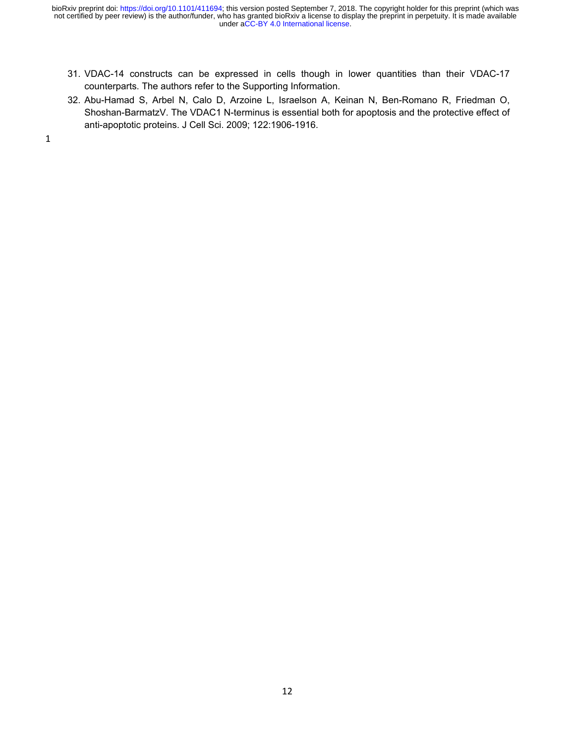31. VDAC-14 constructs can be expressed in cells though in lower quantities than their VDAC-17 counterparts. The authors refer to the Supporting Information.
32. Abu-Hamad S, Arbel N, Calo D, Arzoine L, Israelson A, Keinan N, Ben-Romano R, Friedman O, Shoshan-BarmatzV. The VDAC1 N-terminus is essential both for apoptosis and the protective effect of anti-apoptotic proteins. J Cell Sci. 2009; 122:1906-1916.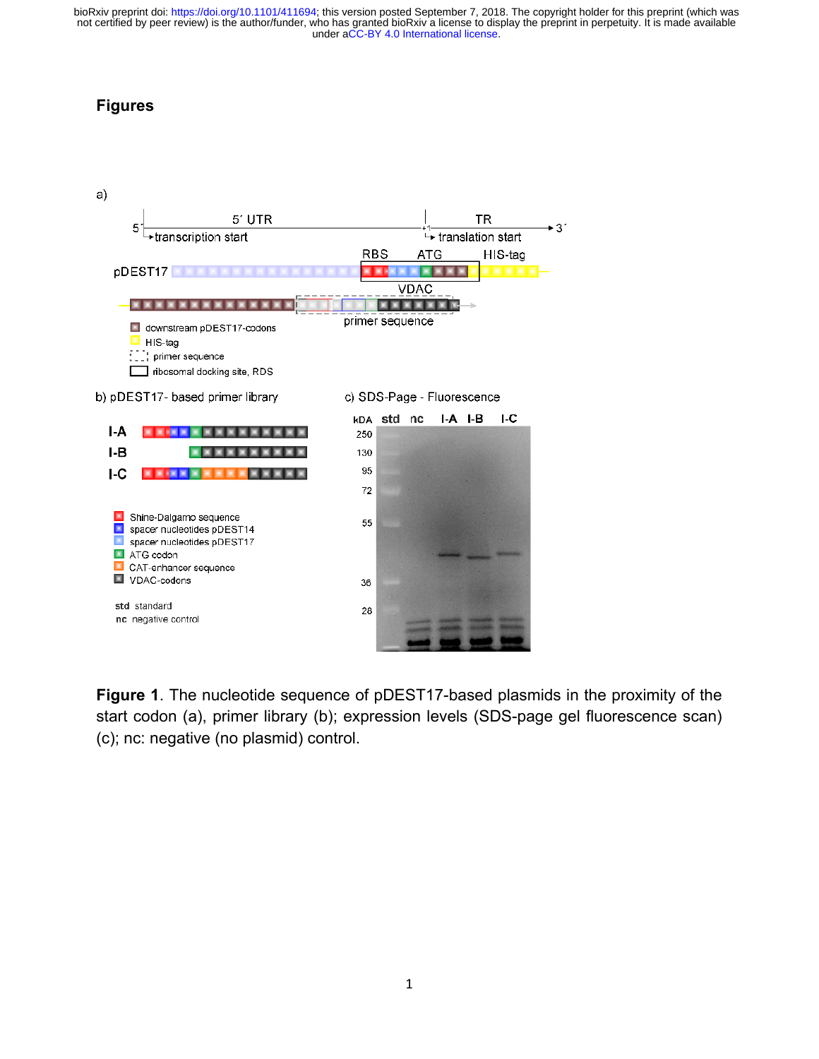# Figures

a)

5´ UTR — transcription start — TR — translation start — 3´

pDEST17 — RBS — ATG — HIS-tag

VDAC — primer sequence

- downstream pDEST17-codons
- HIS-tag
- primer sequence
- ribosomal docking site, RDS

b) pDEST17- based primer library

I-A

I-B

I-C

- Shine-Dalgarno sequence
- spacer nucleotides pDEST14
- spacer nucleotides pDEST17
- ATG codon
- CAT-enhancer sequence
- VDAC-codons

**std** standard

**nc** negative control

c) SDS-Page - Fluorescence

kDA: 250, 130, 95, 72, 55, 36, 28 — lanes: std, nc, I-A, I-B, I-C

**Figure 1**. The nucleotide sequence of pDEST17-based plasmids in the proximity of the start codon (a), primer library (b); expression levels (SDS-page gel fluorescence scan) (c); nc: negative (no plasmid) control.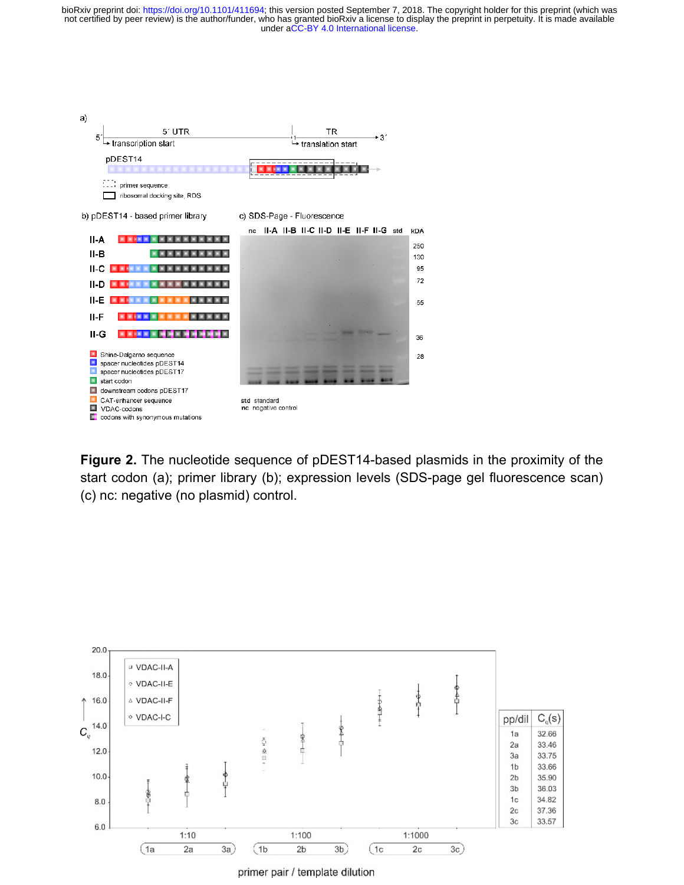**Figure 2.** The nucleotide sequence of pDEST14-based plasmids in the proximity of the start codon (a); primer library (b); expression levels (SDS-page gel fluorescence scan) (c) nc: negative (no plasmid) control.

| pp/dil | $C_q(s)$ |
|---|---|
| 1a | 32.66 |
| 2a | 33.46 |
| 3a | 33.75 |
| 1b | 33.66 |
| 2b | 35.90 |
| 3b | 36.03 |
| 1c | 34.82 |
| 2c | 37.36 |
| 3c | 33.57 |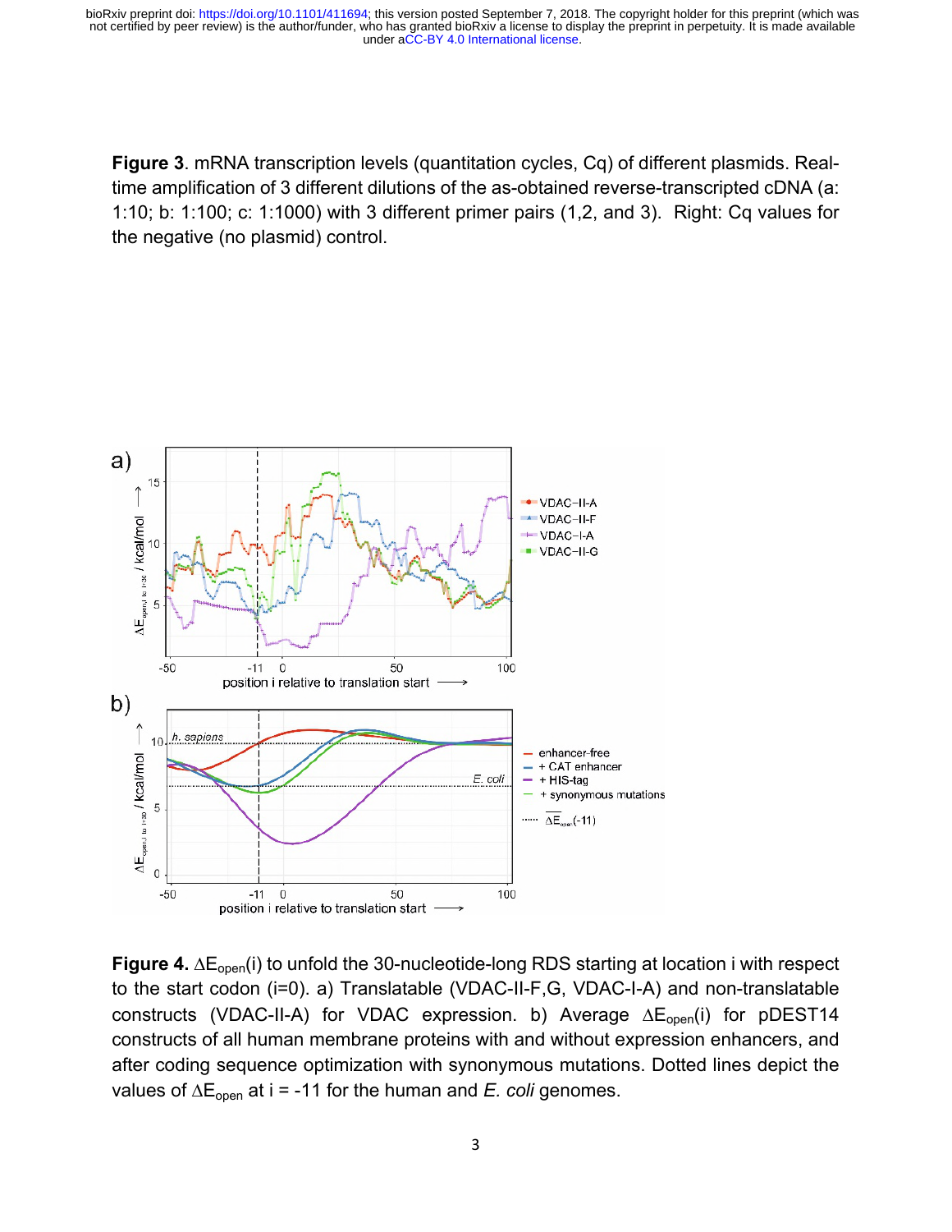**Figure 3**. mRNA transcription levels (quantitation cycles, Cq) of different plasmids. Real-time amplification of 3 different dilutions of the as-obtained reverse-transcripted cDNA (a: 1:10; b: 1:100; c: 1:1000) with 3 different primer pairs (1,2, and 3). Right: Cq values for the negative (no plasmid) control.

a)

$\Delta E_{open,i\ to\ i+30}$ / kcal/mol →

15
10
5

-50
-11
0
50
100

position i relative to translation start →

VDAC−II−A
VDAC−II−F
VDAC−I−A
VDAC−II−G

b)

$\Delta E_{open,i\ to\ i+30}$ / kcal/mol →

10
5
0

h. sapiens
E. coli

-50
-11
0
50
100

position i relative to translation start →

enhancer-free
+ CAT enhancer
+ HIS-tag
+ synonymous mutations

$\overline{\Delta E_{open}}(-11)$

**Figure 4.** $\Delta E_{open}(i)$ to unfold the 30-nucleotide-long RDS starting at location i with respect to the start codon (i=0). a) Translatable (VDAC-II-F,G, VDAC-I-A) and non-translatable constructs (VDAC-II-A) for VDAC expression. b) Average $\Delta E_{open}(i)$ for pDEST14 constructs of all human membrane proteins with and without expression enhancers, and after coding sequence optimization with synonymous mutations. Dotted lines depict the values of $\Delta E_{open}$ at i = -11 for the human and *E. coli* genomes.